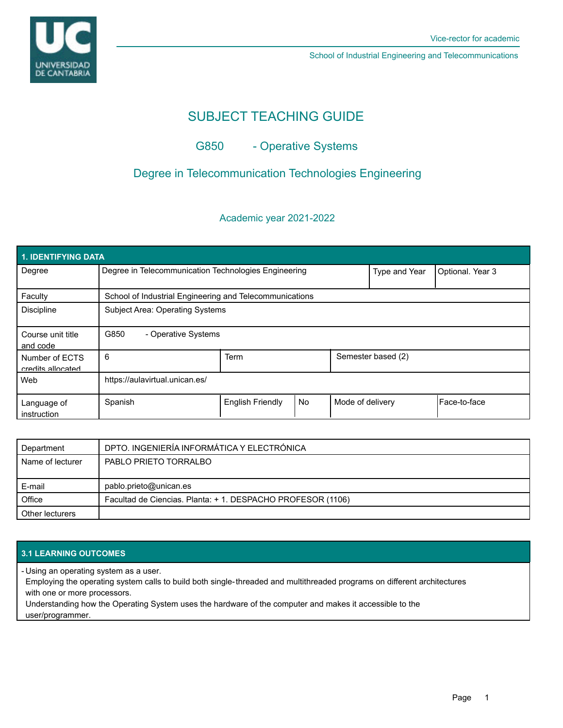Vice-rector for academic

School of Industrial Engineering and Telecommunications

# SUBJECT TEACHING GUIDE

## G850 - Operative Systems

## Degree in Telecommunication Technologies Engineering

### Academic year 2021-2022

| 1. IDENTIFYING DATA | | | | | |
|---|---|---|---|---|---|
| Degree | Degree in Telecommunication Technologies Engineering | | | Type and Year | Optional. Year 3 |
| Faculty | School of Industrial Engineering and Telecommunications | | | | |
| Discipline | Subject Area: Operating Systems | | | | |
| Course unit title and code | G850 - Operative Systems | | | | |
| Number of ECTS credits allocated | 6 | Term | | Semester based (2) | |
| Web | https://aulavirtual.unican.es/ | | | | |
| Language of instruction | Spanish | English Friendly | No | Mode of delivery | Face-to-face |

| Department | DPTO. INGENIERÍA INFORMÁTICA Y ELECTRÓNICA |
|---|---|
| Name of lecturer | PABLO PRIETO TORRALBO |
| E-mail | pablo.prieto@unican.es |
| Office | Facultad de Ciencias. Planta: + 1. DESPACHO PROFESOR (1106) |
| Other lecturers | |

### 3.1 LEARNING OUTCOMES

- Using an operating system as a user.
  Employing the operating system calls to build both single-threaded and multithreaded programs on different architectures with one or more processors.
  Understanding how the Operating System uses the hardware of the computer and makes it accessible to the user/programmer.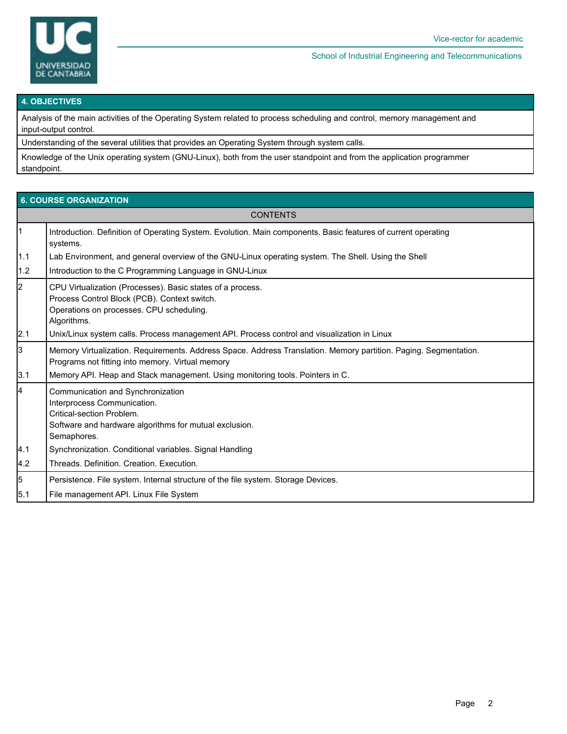## 4. OBJECTIVES

Analysis of the main activities of the Operating System related to process scheduling and control, memory management and input-output control.

Understanding of the several utilities that provides an Operating System through system calls.

Knowledge of the Unix operating system (GNU-Linux), both from the user standpoint and from the application programmer standpoint.

## 6. COURSE ORGANIZATION

| | CONTENTS |
|---|---|
| 1 | Introduction. Definition of Operating System. Evolution. Main components. Basic features of current operating systems. |
| 1.1 | Lab Environment, and general overview of the GNU-Linux operating system. The Shell. Using the Shell |
| 1.2 | Introduction to the C Programming Language in GNU-Linux |
| 2 | CPU Virtualization (Processes). Basic states of a process.<br>Process Control Block (PCB). Context switch.<br>Operations on processes. CPU scheduling.<br>Algorithms. |
| 2.1 | Unix/Linux system calls. Process management API. Process control and visualization in Linux |
| 3 | Memory Virtualization. Requirements. Address Space. Address Translation. Memory partition. Paging. Segmentation.<br>Programs not fitting into memory. Virtual memory |
| 3.1 | Memory API. Heap and Stack management. Using monitoring tools. Pointers in C. |
| 4 | Communication and Synchronization<br>Interprocess Communication.<br>Critical-section Problem.<br>Software and hardware algorithms for mutual exclusion.<br>Semaphores. |
| 4.1 | Synchronization. Conditional variables. Signal Handling |
| 4.2 | Threads. Definition. Creation. Execution. |
| 5 | Persistence. File system. Internal structure of the file system. Storage Devices. |
| 5.1 | File management API. Linux File System |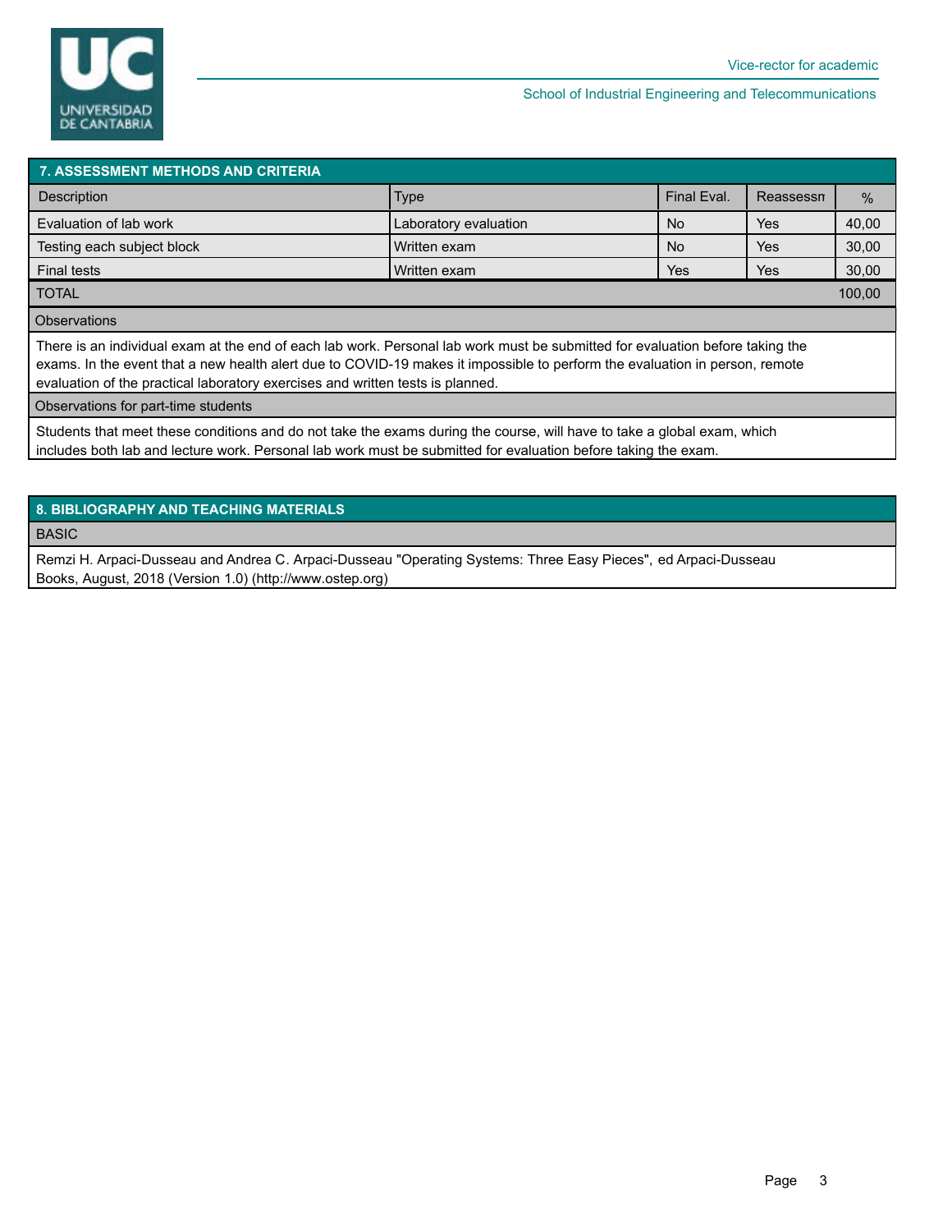## 7. ASSESSMENT METHODS AND CRITERIA

| Description | Type | Final Eval. | Reassessn | % |
|---|---|---|---|---|
| Evaluation of lab work | Laboratory evaluation | No | Yes | 40,00 |
| Testing each subject block | Written exam | No | Yes | 30,00 |
| Final tests | Written exam | Yes | Yes | 30,00 |
| TOTAL | | | | 100,00 |

**Observations**

There is an individual exam at the end of each lab work. Personal lab work must be submitted for evaluation before taking the exams. In the event that a new health alert due to COVID-19 makes it impossible to perform the evaluation in person, remote evaluation of the practical laboratory exercises and written tests is planned.

**Observations for part-time students**

Students that meet these conditions and do not take the exams during the course, will have to take a global exam, which includes both lab and lecture work. Personal lab work must be submitted for evaluation before taking the exam.

## 8. BIBLIOGRAPHY AND TEACHING MATERIALS

**BASIC**

Remzi H. Arpaci-Dusseau and Andrea C. Arpaci-Dusseau "Operating Systems: Three Easy Pieces", ed Arpaci-Dusseau Books, August, 2018 (Version 1.0) (http://www.ostep.org)